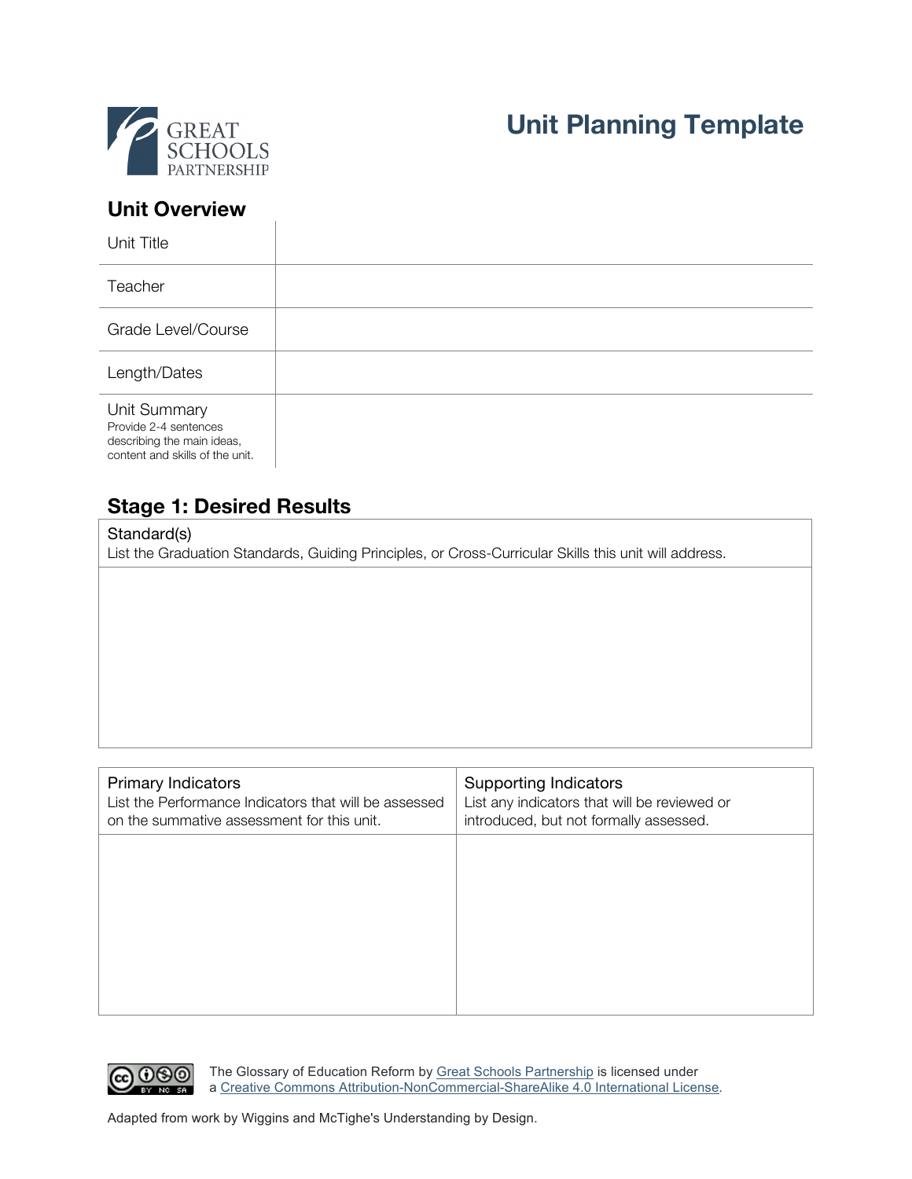GREAT SCHOOLS PARTNERSHIP

# Unit Planning Template

## Unit Overview

| | |
|---|---|
| Unit Title | |
| Teacher | |
| Grade Level/Course | |
| Length/Dates | |
| Unit Summary<br>Provide 2-4 sentences describing the main ideas, content and skills of the unit. | |

## Stage 1: Desired Results

| Standard(s)<br>List the Graduation Standards, Guiding Principles, or Cross-Curricular Skills this unit will address. |
|---|
| |

| Primary Indicators<br>List the Performance Indicators that will be assessed on the summative assessment for this unit. | Supporting Indicators<br>List any indicators that will be reviewed or introduced, but not formally assessed. |
|---|---|
| | |

The Glossary of Education Reform by Great Schools Partnership is licensed under a Creative Commons Attribution-NonCommercial-ShareAlike 4.0 International License.

Adapted from work by Wiggins and McTighe's Understanding by Design.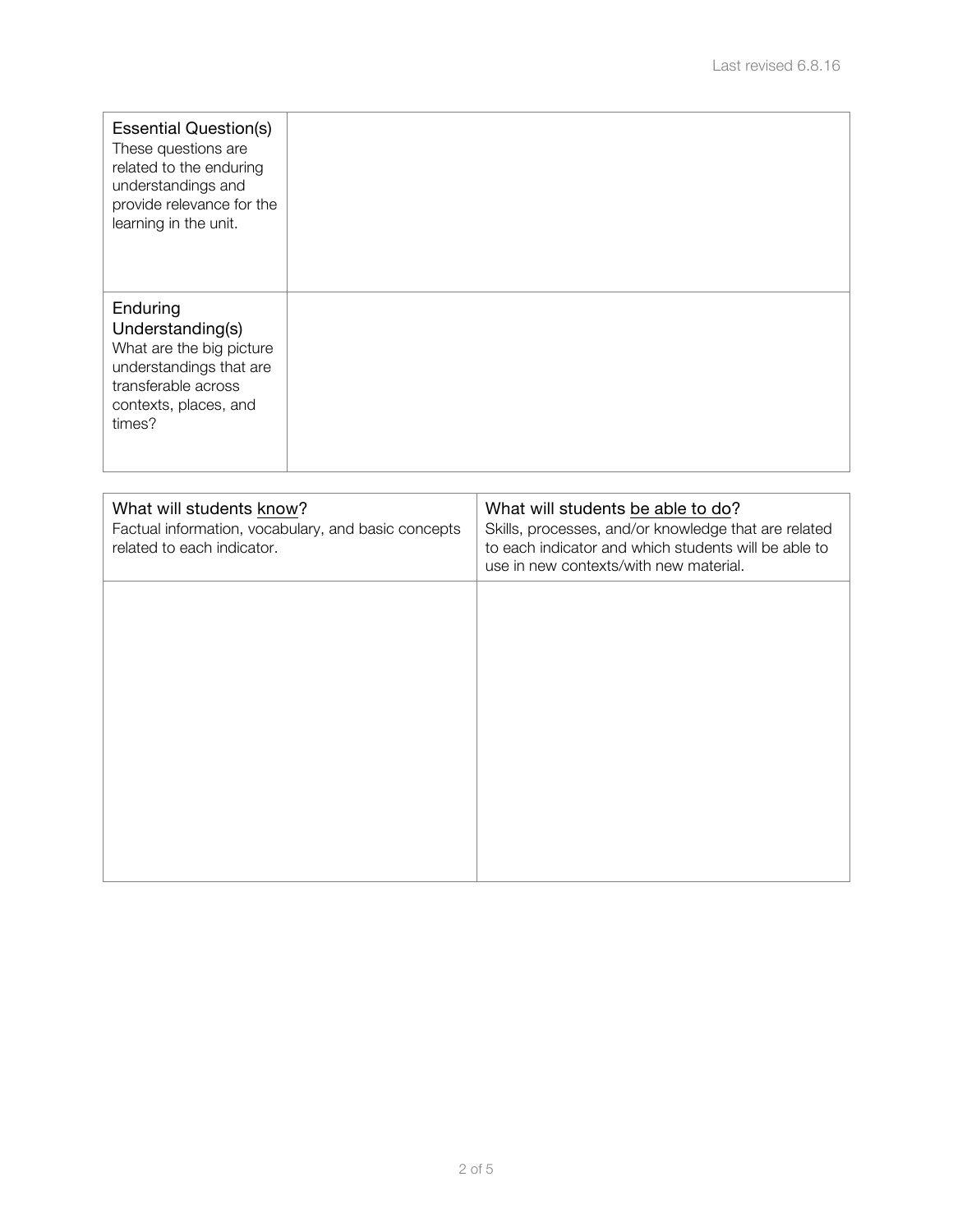| **Essential Question(s)**<br>These questions are related to the enduring understandings and provide relevance for the learning in the unit. | |
| --- | --- |
| **Enduring Understanding(s)**<br>What are the big picture understandings that are transferable across contexts, places, and times? | |

| **What will students know?**<br>Factual information, vocabulary, and basic concepts related to each indicator. | **What will students be able to do?**<br>Skills, processes, and/or knowledge that are related to each indicator and which students will be able to use in new contexts/with new material. |
| --- | --- |
| | |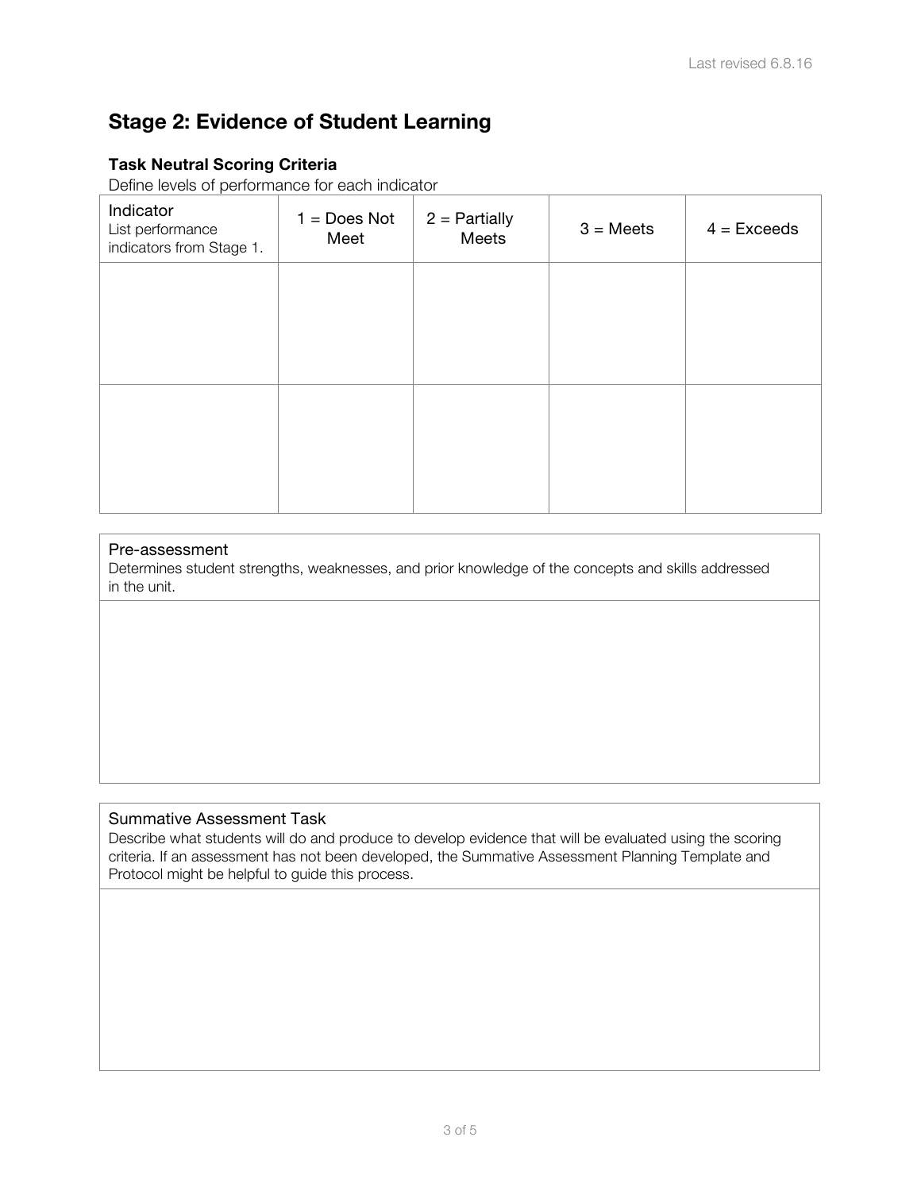## Stage 2: Evidence of Student Learning

### Task Neutral Scoring Criteria

Define levels of performance for each indicator

| Indicator<br>List performance indicators from Stage 1. | 1 = Does Not Meet | 2 = Partially Meets | 3 = Meets | 4 = Exceeds |
|---|---|---|---|---|
| | | | | |
| | | | | |

| Pre-assessment<br>Determines student strengths, weaknesses, and prior knowledge of the concepts and skills addressed in the unit. |
|---|
| |

| Summative Assessment Task<br>Describe what students will do and produce to develop evidence that will be evaluated using the scoring criteria. If an assessment has not been developed, the Summative Assessment Planning Template and Protocol might be helpful to guide this process. |
|---|
| |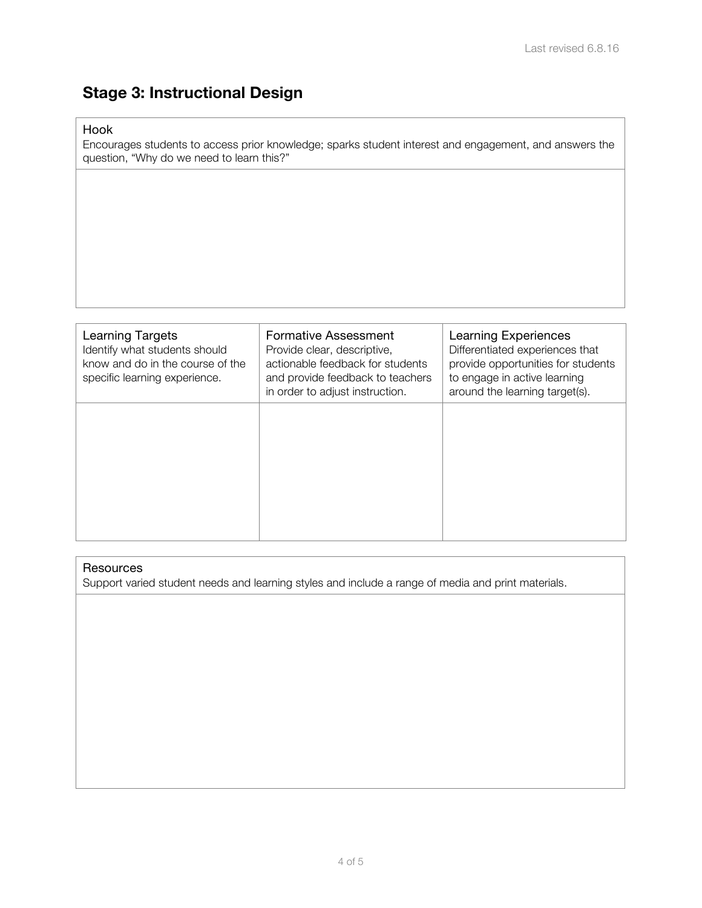## Stage 3: Instructional Design

| Hook<br>Encourages students to access prior knowledge; sparks student interest and engagement, and answers the question, "Why do we need to learn this?" |
| --- |
| |

| Learning Targets<br>Identify what students should know and do in the course of the specific learning experience. | Formative Assessment<br>Provide clear, descriptive, actionable feedback for students and provide feedback to teachers in order to adjust instruction. | Learning Experiences<br>Differentiated experiences that provide opportunities for students to engage in active learning around the learning target(s). |
| --- | --- | --- |
| | | |

| Resources<br>Support varied student needs and learning styles and include a range of media and print materials. |
| --- |
| |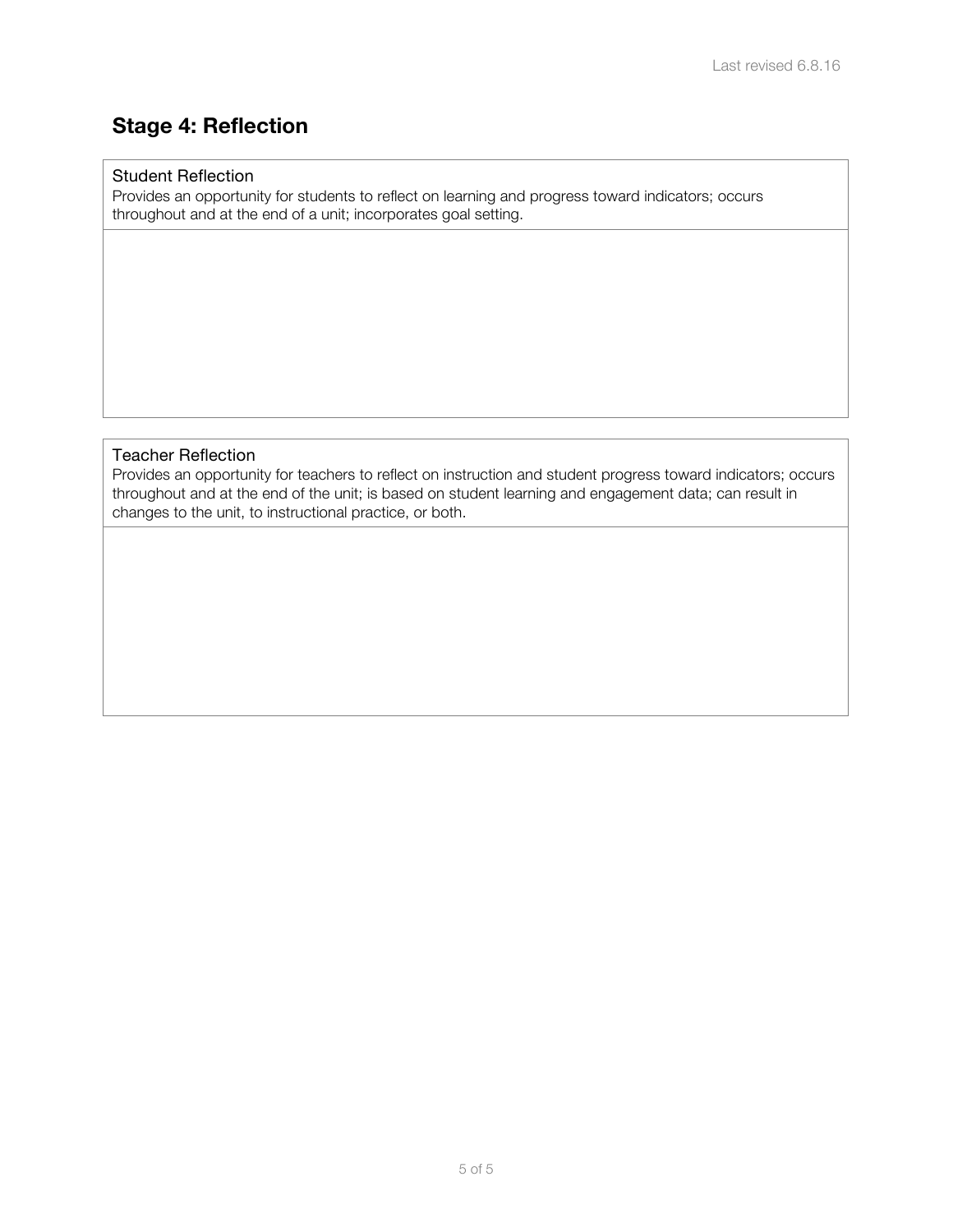## Stage 4: Reflection

| Student Reflection<br>Provides an opportunity for students to reflect on learning and progress toward indicators; occurs throughout and at the end of a unit; incorporates goal setting. |
| --- |
| |

| Teacher Reflection<br>Provides an opportunity for teachers to reflect on instruction and student progress toward indicators; occurs throughout and at the end of the unit; is based on student learning and engagement data; can result in changes to the unit, to instructional practice, or both. |
| --- |
| |